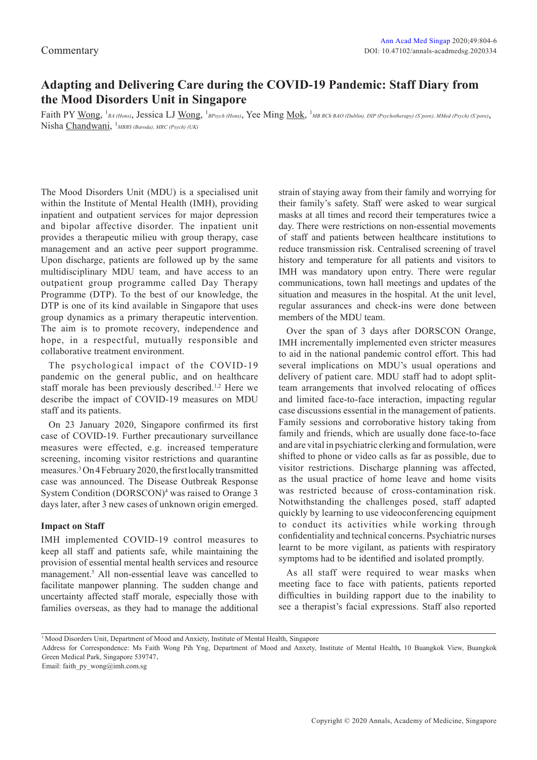Commentary

# Adapting and Delivering Care during the COVID-19 Pandemic: Staff Diary from the Mood Disorders Unit in Singapore

Faith PY Wong, [1] *BA (Hons)*, Jessica LJ Wong, [1] *BPsych (Hons)*, Yee Ming Mok, [1] *MB BCh BAO (Dublin), DIP (Psychotherapy) (S'pore), MMed (Psych) (S'pore)*, Nisha Chandwani, [1] *MBBS (Baroda), MRC (Psych) (UK)*

The Mood Disorders Unit (MDU) is a specialised unit within the Institute of Mental Health (IMH), providing inpatient and outpatient services for major depression and bipolar affective disorder. The inpatient unit provides a therapeutic milieu with group therapy, case management and an active peer support programme. Upon discharge, patients are followed up by the same multidisciplinary MDU team, and have access to an outpatient group programme called Day Therapy Programme (DTP). To the best of our knowledge, the DTP is one of its kind available in Singapore that uses group dynamics as a primary therapeutic intervention. The aim is to promote recovery, independence and hope, in a respectful, mutually responsible and collaborative treatment environment.

The psychological impact of the COVID-19 pandemic on the general public, and on healthcare staff morale has been previously described.[1,2] Here we describe the impact of COVID-19 measures on MDU staff and its patients.

On 23 January 2020, Singapore confirmed its first case of COVID-19. Further precautionary surveillance measures were effected, e.g. increased temperature screening, incoming visitor restrictions and quarantine measures.[3] On 4 February 2020, the first locally transmitted case was announced. The Disease Outbreak Response System Condition (DORSCON)[4] was raised to Orange 3 days later, after 3 new cases of unknown origin emerged.

## Impact on Staff

IMH implemented COVID-19 control measures to keep all staff and patients safe, while maintaining the provision of essential mental health services and resource management.[5] All non-essential leave was cancelled to facilitate manpower planning. The sudden change and uncertainty affected staff morale, especially those with families overseas, as they had to manage the additional strain of staying away from their family and worrying for their family's safety. Staff were asked to wear surgical masks at all times and record their temperatures twice a day. There were restrictions on non-essential movements of staff and patients between healthcare institutions to reduce transmission risk. Centralised screening of travel history and temperature for all patients and visitors to IMH was mandatory upon entry. There were regular communications, town hall meetings and updates of the situation and measures in the hospital. At the unit level, regular assurances and check-ins were done between members of the MDU team.

Over the span of 3 days after DORSCON Orange, IMH incrementally implemented even stricter measures to aid in the national pandemic control effort. This had several implications on MDU's usual operations and delivery of patient care. MDU staff had to adopt split-team arrangements that involved relocating of offices and limited face-to-face interaction, impacting regular case discussions essential in the management of patients. Family sessions and corroborative history taking from family and friends, which are usually done face-to-face and are vital in psychiatric clerking and formulation, were shifted to phone or video calls as far as possible, due to visitor restrictions. Discharge planning was affected, as the usual practice of home leave and home visits was restricted because of cross-contamination risk. Notwithstanding the challenges posed, staff adapted quickly by learning to use videoconferencing equipment to conduct its activities while working through confidentiality and technical concerns. Psychiatric nurses learnt to be more vigilant, as patients with respiratory symptoms had to be identified and isolated promptly.

As all staff were required to wear masks when meeting face to face with patients, patients reported difficulties in building rapport due to the inability to see a therapist's facial expressions. Staff also reported

---

[1] Mood Disorders Unit, Department of Mood and Anxiety, Institute of Mental Health, Singapore

Address for Correspondence: Ms Faith Wong Pih Yng, Department of Mood and Anxiety, Institute of Mental Health, 10 Buangkok View, Buangkok Green Medical Park, Singapore 539747.

Email: faith_py_wong@imh.com.sg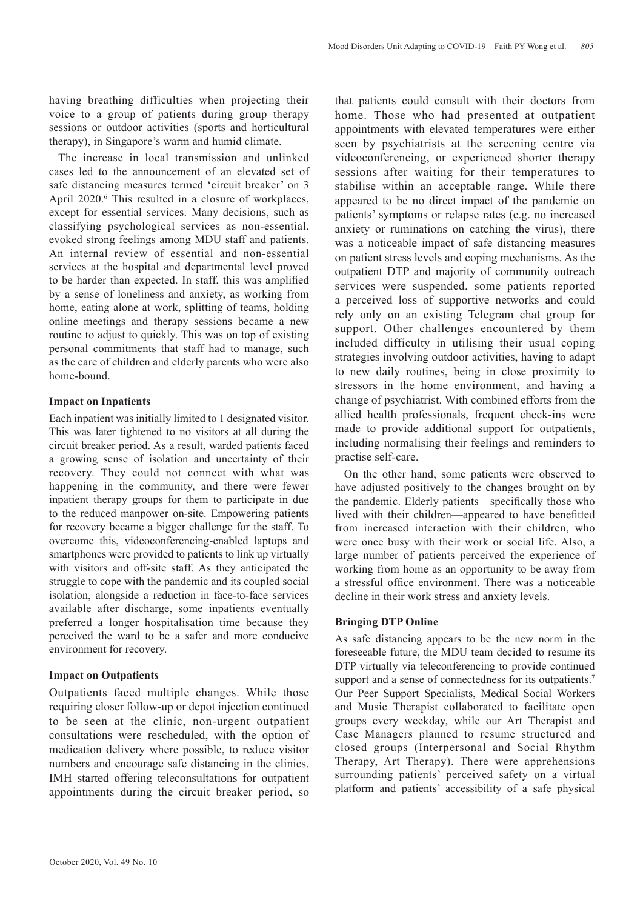having breathing difficulties when projecting their voice to a group of patients during group therapy sessions or outdoor activities (sports and horticultural therapy), in Singapore's warm and humid climate.

The increase in local transmission and unlinked cases led to the announcement of an elevated set of safe distancing measures termed 'circuit breaker' on 3 April 2020.[6] This resulted in a closure of workplaces, except for essential services. Many decisions, such as classifying psychological services as non-essential, evoked strong feelings among MDU staff and patients. An internal review of essential and non-essential services at the hospital and departmental level proved to be harder than expected. In staff, this was amplified by a sense of loneliness and anxiety, as working from home, eating alone at work, splitting of teams, holding online meetings and therapy sessions became a new routine to adjust to quickly. This was on top of existing personal commitments that staff had to manage, such as the care of children and elderly parents who were also home-bound.

**Impact on Inpatients**

Each inpatient was initially limited to 1 designated visitor. This was later tightened to no visitors at all during the circuit breaker period. As a result, warded patients faced a growing sense of isolation and uncertainty of their recovery. They could not connect with what was happening in the community, and there were fewer inpatient therapy groups for them to participate in due to the reduced manpower on-site. Empowering patients for recovery became a bigger challenge for the staff. To overcome this, videoconferencing-enabled laptops and smartphones were provided to patients to link up virtually with visitors and off-site staff. As they anticipated the struggle to cope with the pandemic and its coupled social isolation, alongside a reduction in face-to-face services available after discharge, some inpatients eventually preferred a longer hospitalisation time because they perceived the ward to be a safer and more conducive environment for recovery.

**Impact on Outpatients**

Outpatients faced multiple changes. While those requiring closer follow-up or depot injection continued to be seen at the clinic, non-urgent outpatient consultations were rescheduled, with the option of medication delivery where possible, to reduce visitor numbers and encourage safe distancing in the clinics. IMH started offering teleconsultations for outpatient appointments during the circuit breaker period, so that patients could consult with their doctors from home. Those who had presented at outpatient appointments with elevated temperatures were either seen by psychiatrists at the screening centre via videoconferencing, or experienced shorter therapy sessions after waiting for their temperatures to stabilise within an acceptable range. While there appeared to be no direct impact of the pandemic on patients' symptoms or relapse rates (e.g. no increased anxiety or ruminations on catching the virus), there was a noticeable impact of safe distancing measures on patient stress levels and coping mechanisms. As the outpatient DTP and majority of community outreach services were suspended, some patients reported a perceived loss of supportive networks and could rely only on an existing Telegram chat group for support. Other challenges encountered by them included difficulty in utilising their usual coping strategies involving outdoor activities, having to adapt to new daily routines, being in close proximity to stressors in the home environment, and having a change of psychiatrist. With combined efforts from the allied health professionals, frequent check-ins were made to provide additional support for outpatients, including normalising their feelings and reminders to practise self-care.

On the other hand, some patients were observed to have adjusted positively to the changes brought on by the pandemic. Elderly patients—specifically those who lived with their children—appeared to have benefitted from increased interaction with their children, who were once busy with their work or social life. Also, a large number of patients perceived the experience of working from home as an opportunity to be away from a stressful office environment. There was a noticeable decline in their work stress and anxiety levels.

**Bringing DTP Online**

As safe distancing appears to be the new norm in the foreseeable future, the MDU team decided to resume its DTP virtually via teleconferencing to provide continued support and a sense of connectedness for its outpatients.[7] Our Peer Support Specialists, Medical Social Workers and Music Therapist collaborated to facilitate open groups every weekday, while our Art Therapist and Case Managers planned to resume structured and closed groups (Interpersonal and Social Rhythm Therapy, Art Therapy). There were apprehensions surrounding patients' perceived safety on a virtual platform and patients' accessibility of a safe physical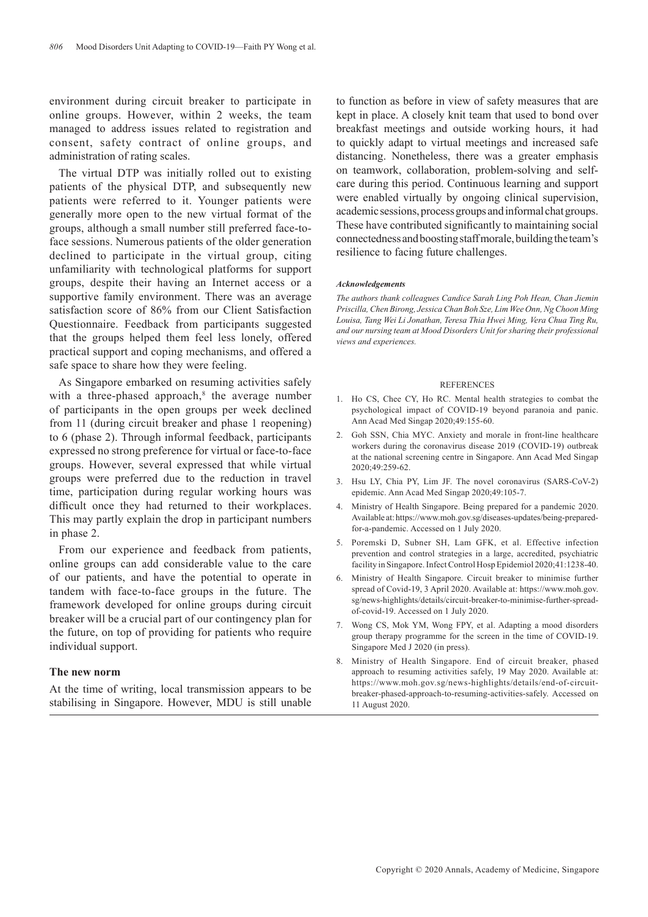environment during circuit breaker to participate in online groups. However, within 2 weeks, the team managed to address issues related to registration and consent, safety contract of online groups, and administration of rating scales.

The virtual DTP was initially rolled out to existing patients of the physical DTP, and subsequently new patients were referred to it. Younger patients were generally more open to the new virtual format of the groups, although a small number still preferred face-to-face sessions. Numerous patients of the older generation declined to participate in the virtual group, citing unfamiliarity with technological platforms for support groups, despite their having an Internet access or a supportive family environment. There was an average satisfaction score of 86% from our Client Satisfaction Questionnaire. Feedback from participants suggested that the groups helped them feel less lonely, offered practical support and coping mechanisms, and offered a safe space to share how they were feeling.

As Singapore embarked on resuming activities safely with a three-phased approach,[8] the average number of participants in the open groups per week declined from 11 (during circuit breaker and phase 1 reopening) to 6 (phase 2). Through informal feedback, participants expressed no strong preference for virtual or face-to-face groups. However, several expressed that while virtual groups were preferred due to the reduction in travel time, participation during regular working hours was difficult once they had returned to their workplaces. This may partly explain the drop in participant numbers in phase 2.

From our experience and feedback from patients, online groups can add considerable value to the care of our patients, and have the potential to operate in tandem with face-to-face groups in the future. The framework developed for online groups during circuit breaker will be a crucial part of our contingency plan for the future, on top of providing for patients who require individual support.

### The new norm

At the time of writing, local transmission appears to be stabilising in Singapore. However, MDU is still unable to function as before in view of safety measures that are kept in place. A closely knit team that used to bond over breakfast meetings and outside working hours, it had to quickly adapt to virtual meetings and increased safe distancing. Nonetheless, there was a greater emphasis on teamwork, collaboration, problem-solving and self-care during this period. Continuous learning and support were enabled virtually by ongoing clinical supervision, academic sessions, process groups and informal chat groups. These have contributed significantly to maintaining social connectedness and boosting staff morale, building the team's resilience to facing future challenges.

#### *Acknowledgements*

*The authors thank colleagues Candice Sarah Ling Poh Hean, Chan Jiemin Priscilla, Chen Birong, Jessica Chan Boh Sze, Lim Wee Onn, Ng Choon Ming Louisa, Tang Wei Li Jonathan, Teresa Thia Hwei Ming, Vera Chua Ting Ru, and our nursing team at Mood Disorders Unit for sharing their professional views and experiences.*

### REFERENCES

1. Ho CS, Chee CY, Ho RC. Mental health strategies to combat the psychological impact of COVID-19 beyond paranoia and panic. Ann Acad Med Singap 2020;49:155-60.
2. Goh SSN, Chia MYC. Anxiety and morale in front-line healthcare workers during the coronavirus disease 2019 (COVID-19) outbreak at the national screening centre in Singapore. Ann Acad Med Singap 2020;49:259-62.
3. Hsu LY, Chia PY, Lim JF. The novel coronavirus (SARS-CoV-2) epidemic. Ann Acad Med Singap 2020;49:105-7.
4. Ministry of Health Singapore. Being prepared for a pandemic 2020. Available at: https://www.moh.gov.sg/diseases-updates/being-prepared-for-a-pandemic. Accessed on 1 July 2020.
5. Poremski D, Subner SH, Lam GFK, et al. Effective infection prevention and control strategies in a large, accredited, psychiatric facility in Singapore. Infect Control Hosp Epidemiol 2020;41:1238-40.
6. Ministry of Health Singapore. Circuit breaker to minimise further spread of Covid-19, 3 April 2020. Available at: https://www.moh.gov.sg/news-highlights/details/circuit-breaker-to-minimise-further-spread-of-covid-19. Accessed on 1 July 2020.
7. Wong CS, Mok YM, Wong FPY, et al. Adapting a mood disorders group therapy programme for the screen in the time of COVID-19. Singapore Med J 2020 (in press).
8. Ministry of Health Singapore. End of circuit breaker, phased approach to resuming activities safely, 19 May 2020. Available at: https://www.moh.gov.sg/news-highlights/details/end-of-circuit-breaker-phased-approach-to-resuming-activities-safely. Accessed on 11 August 2020.